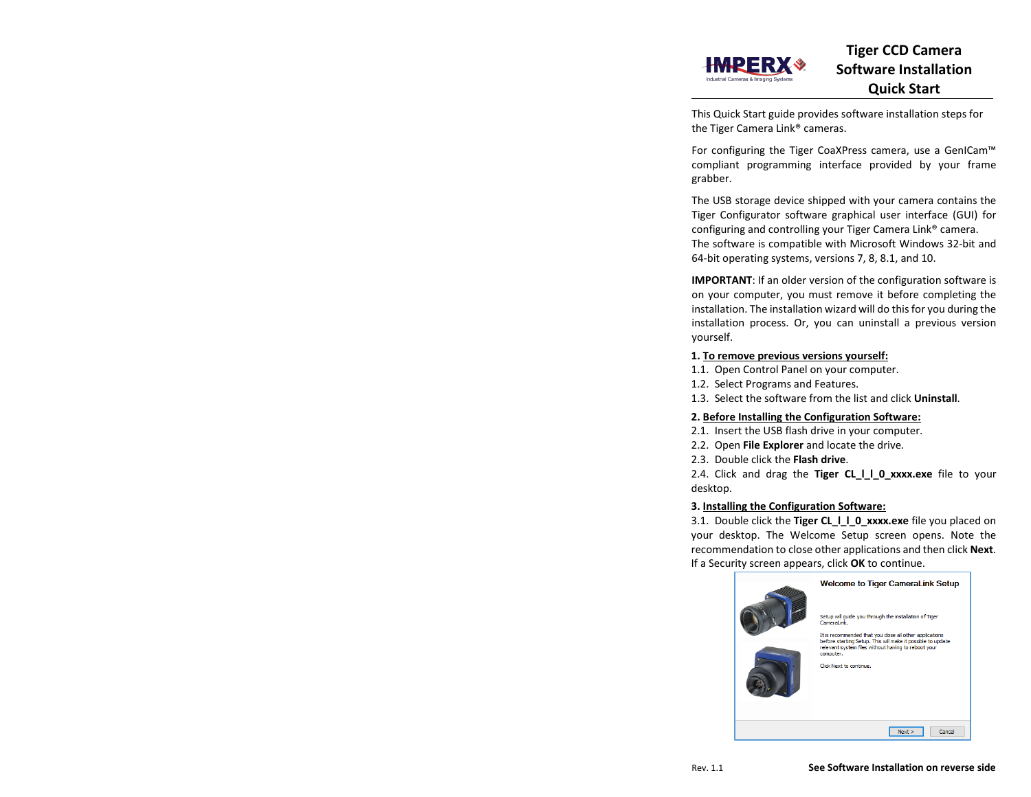# Tiger CCD Camera Software Installation Quick Start

This Quick Start guide provides software installation steps for the Tiger Camera Link® cameras.

For configuring the Tiger CoaXPress camera, use a GenICam™ compliant programming interface provided by your frame grabber.

The USB storage device shipped with your camera contains the Tiger Configurator software graphical user interface (GUI) for configuring and controlling your Tiger Camera Link® camera. The software is compatible with Microsoft Windows 32-bit and 64-bit operating systems, versions 7, 8, 8.1, and 10.

**IMPORTANT**: If an older version of the configuration software is on your computer, you must remove it before completing the installation. The installation wizard will do this for you during the installation process. Or, you can uninstall a previous version yourself.

**1. To remove previous versions yourself:**

1.1. Open Control Panel on your computer.
1.2. Select Programs and Features.
1.3. Select the software from the list and click **Uninstall**.

**2. Before Installing the Configuration Software:**

2.1. Insert the USB flash drive in your computer.
2.2. Open **File Explorer** and locate the drive.
2.3. Double click the **Flash drive**.
2.4. Click and drag the **Tiger CL_l_l_0_xxxx.exe** file to your desktop.

**3. Installing the Configuration Software:**

3.1. Double click the **Tiger CL_l_l_0_xxxx.exe** file you placed on your desktop. The Welcome Setup screen opens. Note the recommendation to close other applications and then click **Next**. If a Security screen appears, click **OK** to continue.

Rev. 1.1

**See Software Installation on reverse side**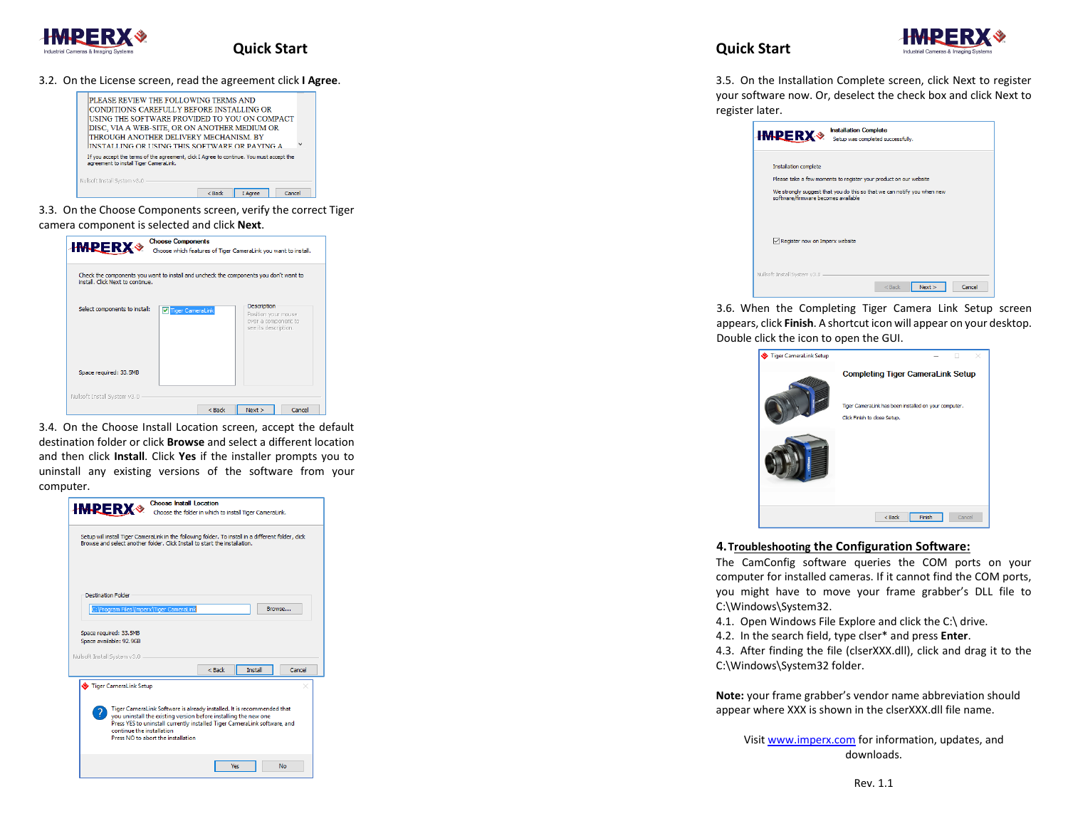3.2. On the License screen, read the agreement click **I Agree**.

3.3. On the Choose Components screen, verify the correct Tiger camera component is selected and click **Next**.

3.4. On the Choose Install Location screen, accept the default destination folder or click **Browse** and select a different location and then click **Install**. Click **Yes** if the installer prompts you to uninstall any existing versions of the software from your computer.

3.5. On the Installation Complete screen, click Next to register your software now. Or, deselect the check box and click Next to register later.

3.6. When the Completing Tiger Camera Link Setup screen appears, click **Finish**. A shortcut icon will appear on your desktop. Double click the icon to open the GUI.

## 4. Troubleshooting the Configuration Software:

The CamConfig software queries the COM ports on your computer for installed cameras. If it cannot find the COM ports, you might have to move your frame grabber's DLL file to C:\Windows\System32.

4.1. Open Windows File Explore and click the C:\ drive.

4.2. In the search field, type clser* and press **Enter**.

4.3. After finding the file (clserXXX.dll), click and drag it to the C:\Windows\System32 folder.

**Note:** your frame grabber's vendor name abbreviation should appear where XXX is shown in the clserXXX.dll file name.

Visit www.imperx.com for information, updates, and downloads.

Rev. 1.1